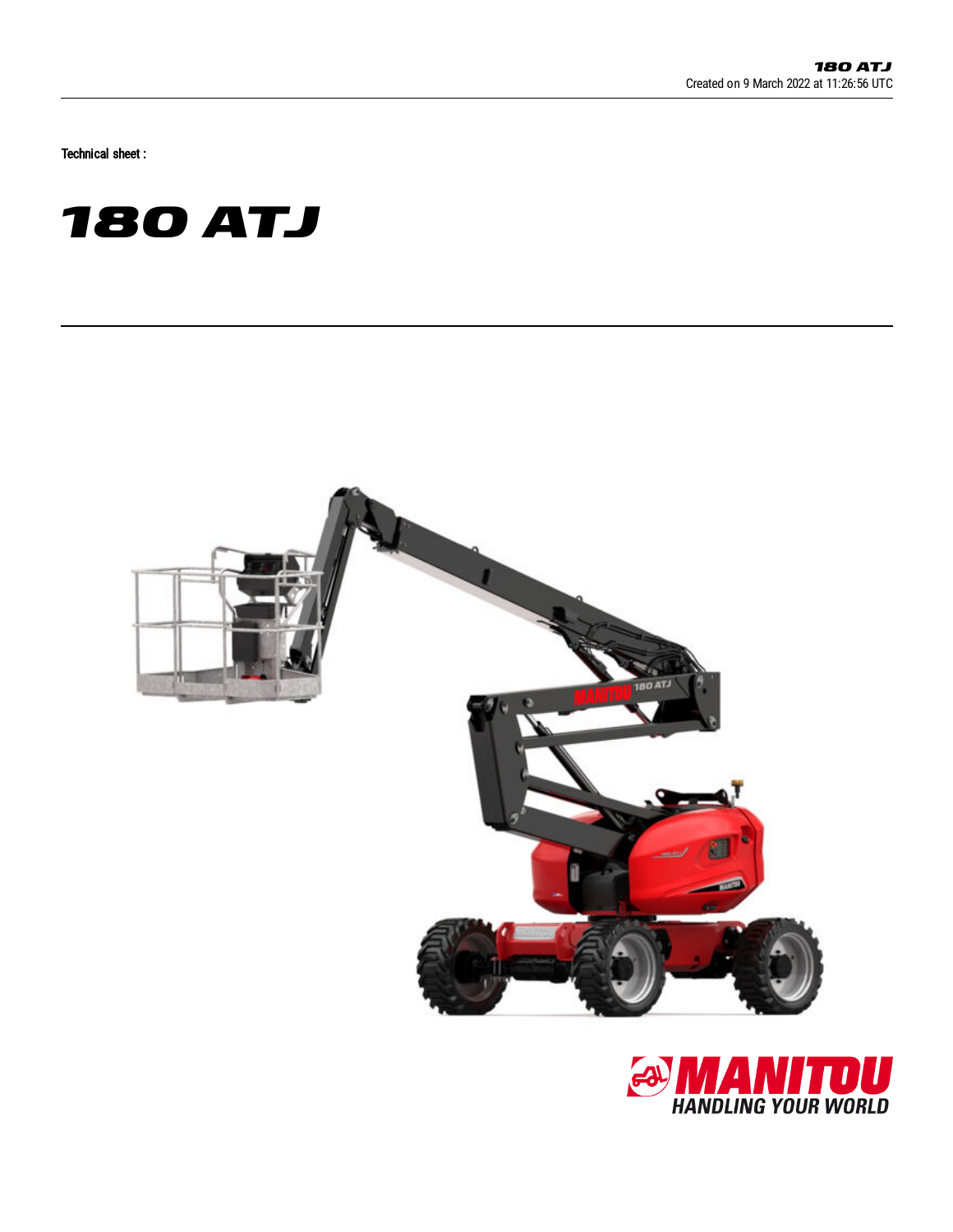Technical sheet :

# 180 ATJ

Created on 9 March 2022 at 11:26:56 UTC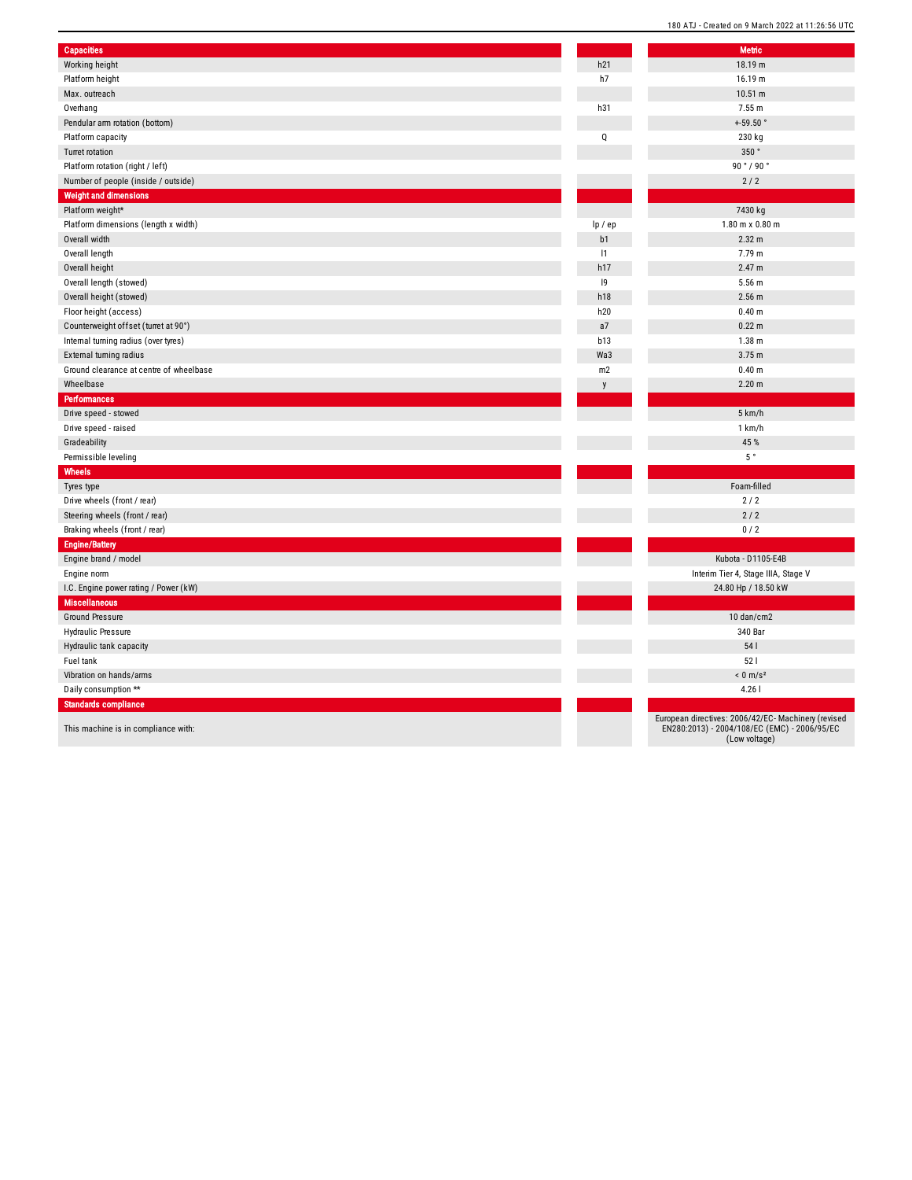| Capacities | | Metric |
|---|---|---|
| Working height | h21 | 18.19 m |
| Platform height | h7 | 16.19 m |
| Max. outreach | | 10.51 m |
| Overhang | h31 | 7.55 m |
| Pendular arm rotation (bottom) | | +-59.50 ° |
| Platform capacity | Q | 230 kg |
| Turret rotation | | 350 ° |
| Platform rotation (right / left) | | 90 ° / 90 ° |
| Number of people (inside / outside) | | 2 / 2 |
| **Weight and dimensions** | | |
| Platform weight* | | 7430 kg |
| Platform dimensions (length x width) | lp / ep | 1.80 m x 0.80 m |
| Overall width | b1 | 2.32 m |
| Overall length | l1 | 7.79 m |
| Overall height | h17 | 2.47 m |
| Overall length (stowed) | l9 | 5.56 m |
| Overall height (stowed) | h18 | 2.56 m |
| Floor height (access) | h20 | 0.40 m |
| Counterweight offset (turret at 90°) | a7 | 0.22 m |
| Internal turning radius (over tyres) | b13 | 1.38 m |
| External turning radius | Wa3 | 3.75 m |
| Ground clearance at centre of wheelbase | m2 | 0.40 m |
| Wheelbase | y | 2.20 m |
| **Performances** | | |
| Drive speed - stowed | | 5 km/h |
| Drive speed - raised | | 1 km/h |
| Gradeability | | 45 % |
| Permissible leveling | | 5 ° |
| **Wheels** | | |
| Tyres type | | Foam-filled |
| Drive wheels (front / rear) | | 2 / 2 |
| Steering wheels (front / rear) | | 2 / 2 |
| Braking wheels (front / rear) | | 0 / 2 |
| **Engine/Battery** | | |
| Engine brand / model | | Kubota - D1105-E4B |
| Engine norm | | Interim Tier 4, Stage IIIA, Stage V |
| I.C. Engine power rating / Power (kW) | | 24.80 Hp / 18.50 kW |
| **Miscellaneous** | | |
| Ground Pressure | | 10 dan/cm2 |
| Hydraulic Pressure | | 340 Bar |
| Hydraulic tank capacity | | 54 l |
| Fuel tank | | 52 l |
| Vibration on hands/arms | | < 0 m/s² |
| Daily consumption ** | | 4.26 l |
| **Standards compliance** | | |
| This machine is in compliance with: | | European directives: 2006/42/EC- Machinery (revised EN280:2013) - 2004/108/EC (EMC) - 2006/95/EC (Low voltage) |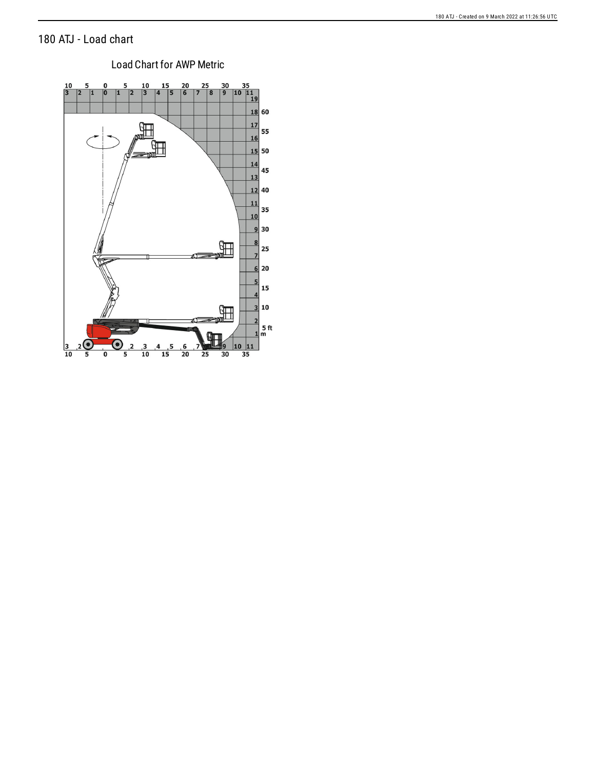# 180 ATJ - Load chart

Load Chart for AWP Metric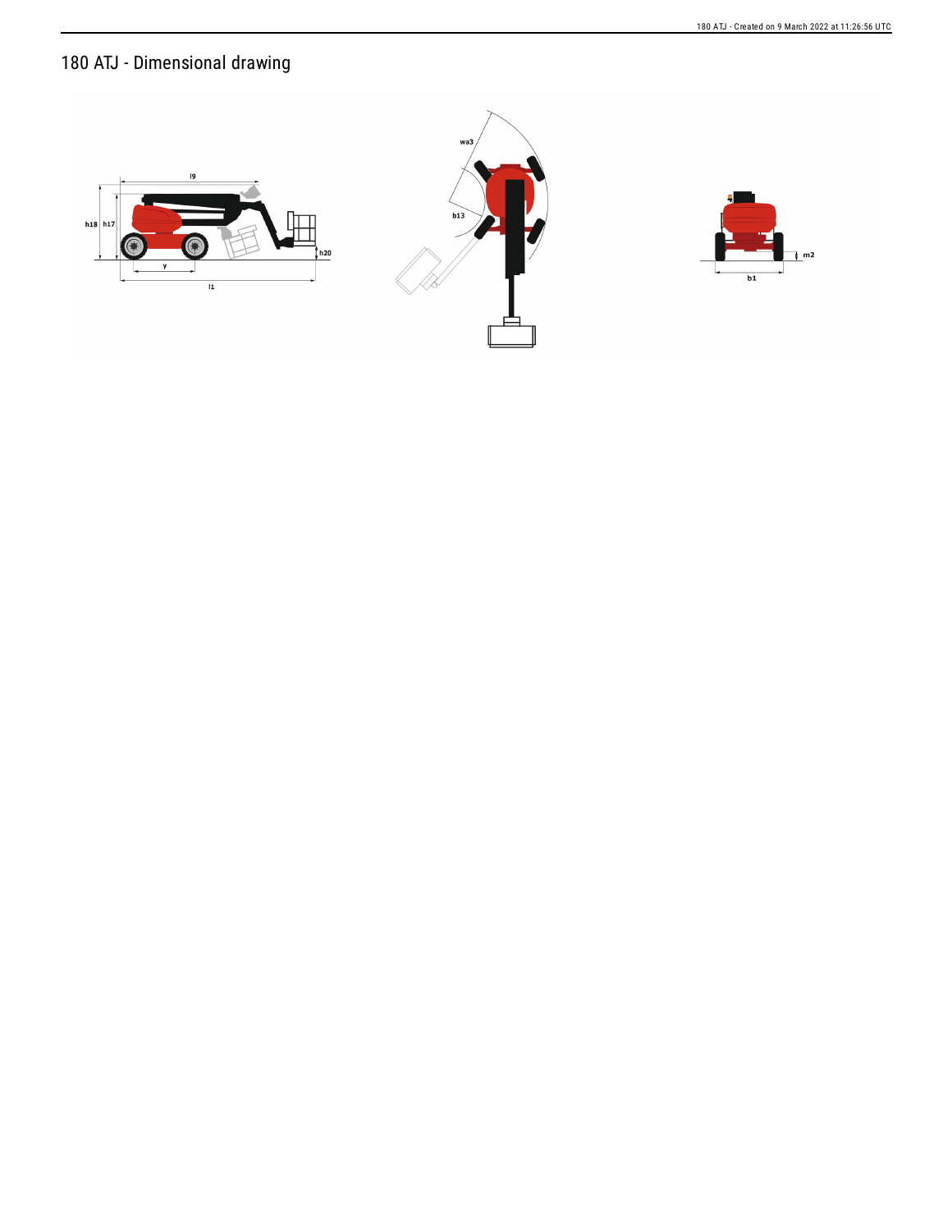# 180 ATJ - Dimensional drawing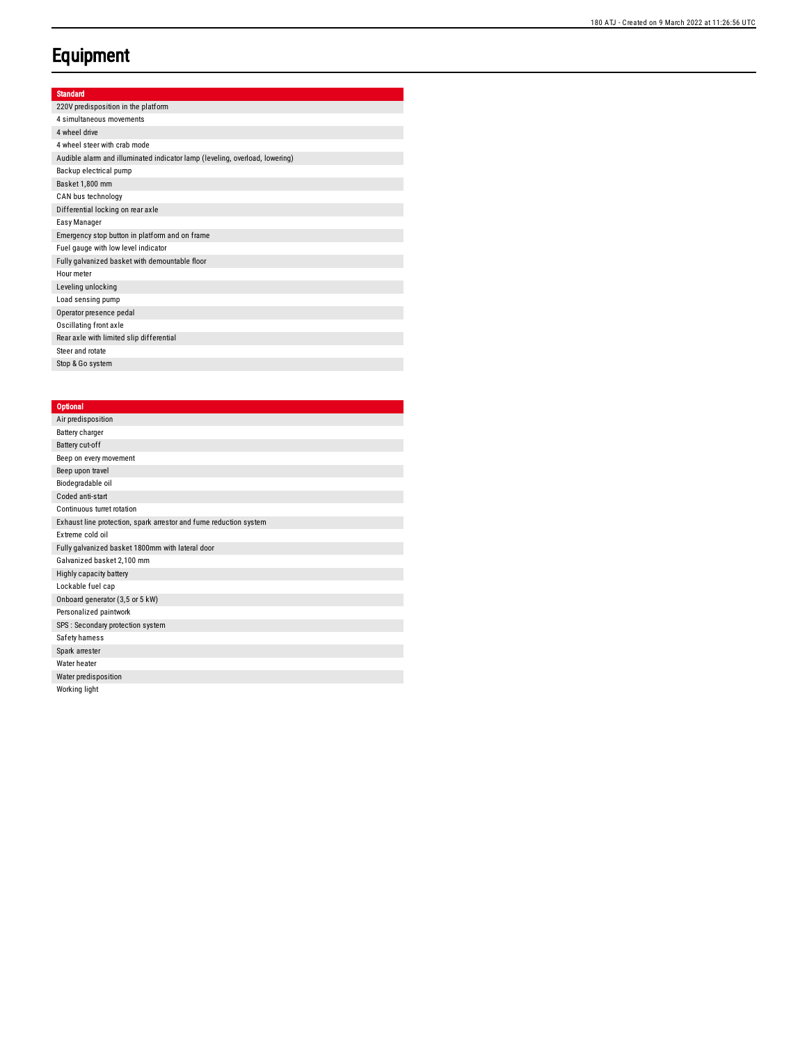# Equipment

| Standard |
| --- |
| 220V predisposition in the platform |
| 4 simultaneous movements |
| 4 wheel drive |
| 4 wheel steer with crab mode |
| Audible alarm and illuminated indicator lamp (leveling, overload, lowering) |
| Backup electrical pump |
| Basket 1,800 mm |
| CAN bus technology |
| Differential locking on rear axle |
| Easy Manager |
| Emergency stop button in platform and on frame |
| Fuel gauge with low level indicator |
| Fully galvanized basket with demountable floor |
| Hour meter |
| Leveling unlocking |
| Load sensing pump |
| Operator presence pedal |
| Oscillating front axle |
| Rear axle with limited slip differential |
| Steer and rotate |
| Stop & Go system |

| Optional |
| --- |
| Air predisposition |
| Battery charger |
| Battery cut-off |
| Beep on every movement |
| Beep upon travel |
| Biodegradable oil |
| Coded anti-start |
| Continuous turret rotation |
| Exhaust line protection, spark arrestor and fume reduction system |
| Extreme cold oil |
| Fully galvanized basket 1800mm with lateral door |
| Galvanized basket 2,100 mm |
| Highly capacity battery |
| Lockable fuel cap |
| Onboard generator (3,5 or 5 kW) |
| Personalized paintwork |
| SPS : Secondary protection system |
| Safety harness |
| Spark arrester |
| Water heater |
| Water predisposition |
| Working light |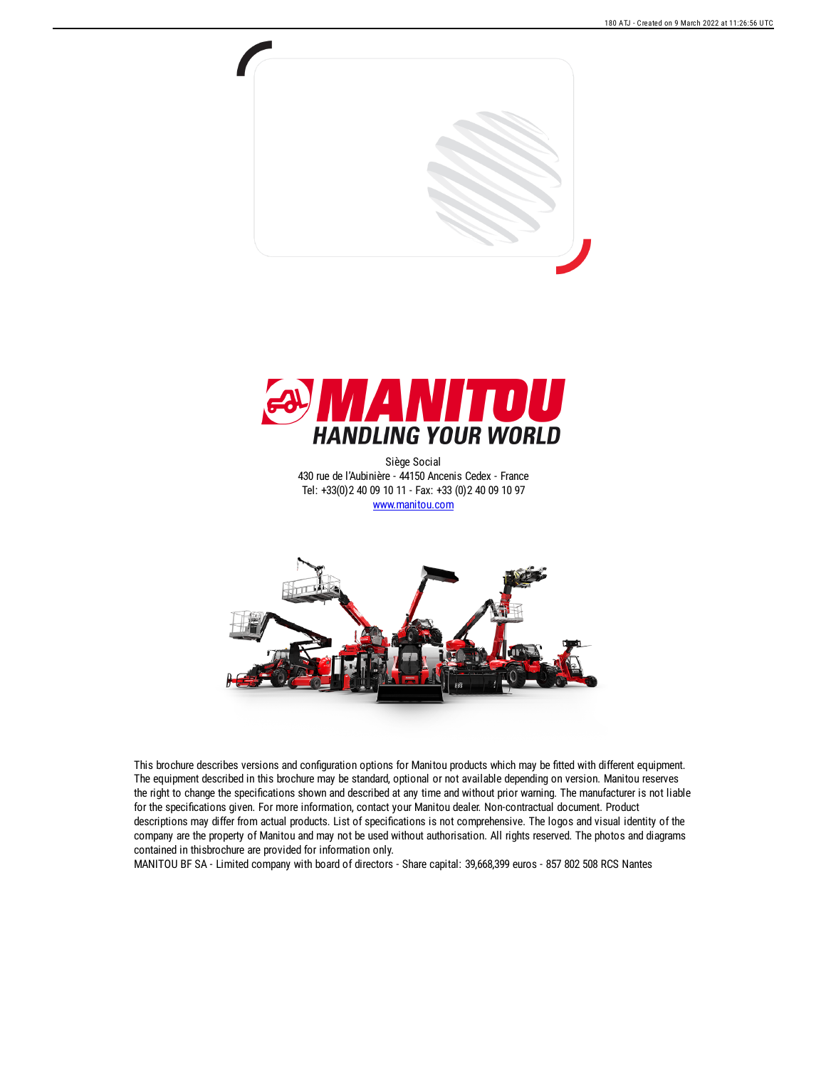Siège Social
430 rue de l'Aubinière - 44150 Ancenis Cedex - France
Tel: +33(0)2 40 09 10 11 - Fax: +33 (0)2 40 09 10 97
www.manitou.com

This brochure describes versions and configuration options for Manitou products which may be fitted with different equipment. The equipment described in this brochure may be standard, optional or not available depending on version. Manitou reserves the right to change the specifications shown and described at any time and without prior warning. The manufacturer is not liable for the specifications given. For more information, contact your Manitou dealer. Non-contractual document. Product descriptions may differ from actual products. List of specifications is not comprehensive. The logos and visual identity of the company are the property of Manitou and may not be used without authorisation. All rights reserved. The photos and diagrams contained in thisbrochure are provided for information only.
MANITOU BF SA - Limited company with board of directors - Share capital: 39,668,399 euros - 857 802 508 RCS Nantes